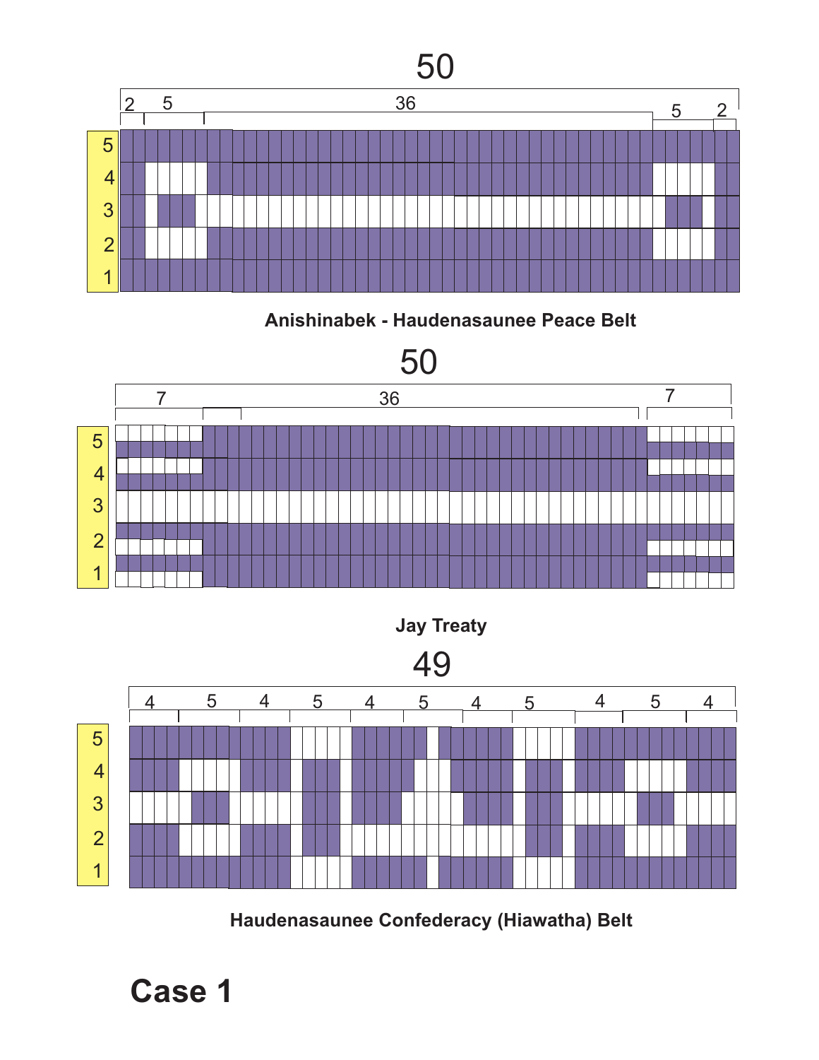50

2 5 36 5 2

5
4
3
2
1

**Anishinabek - Haudenasaunee Peace Belt**

50

7 36 7

5
4
3
2
1

**Jay Treaty**

49

4 5 4 5 4 5 4 5 4 5 4

5
4
3
2
1

**Haudenasaunee Confederacy (Hiawatha) Belt**

# Case 1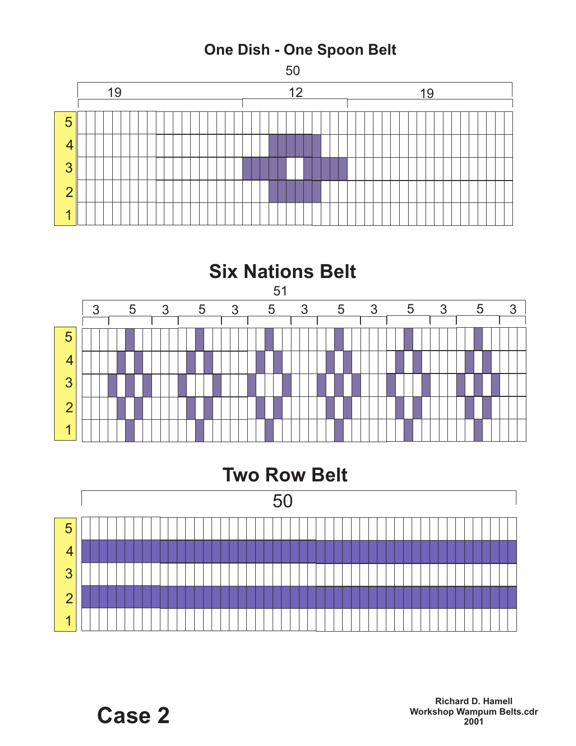## One Dish - One Spoon Belt

50

19 | 12 | 19

Rows: 5, 4, 3, 2, 1

## Six Nations Belt

51

3 | 5 | 3 | 5 | 3 | 5 | 3 | 5 | 3 | 5 | 3 | 5 | 3

Rows: 5, 4, 3, 2, 1

## Two Row Belt

50

Rows: 5, 4, 3, 2, 1

**Case 2**

**Richard D. Hamell**
**Workshop Wampum Belts.cdr**
**2001**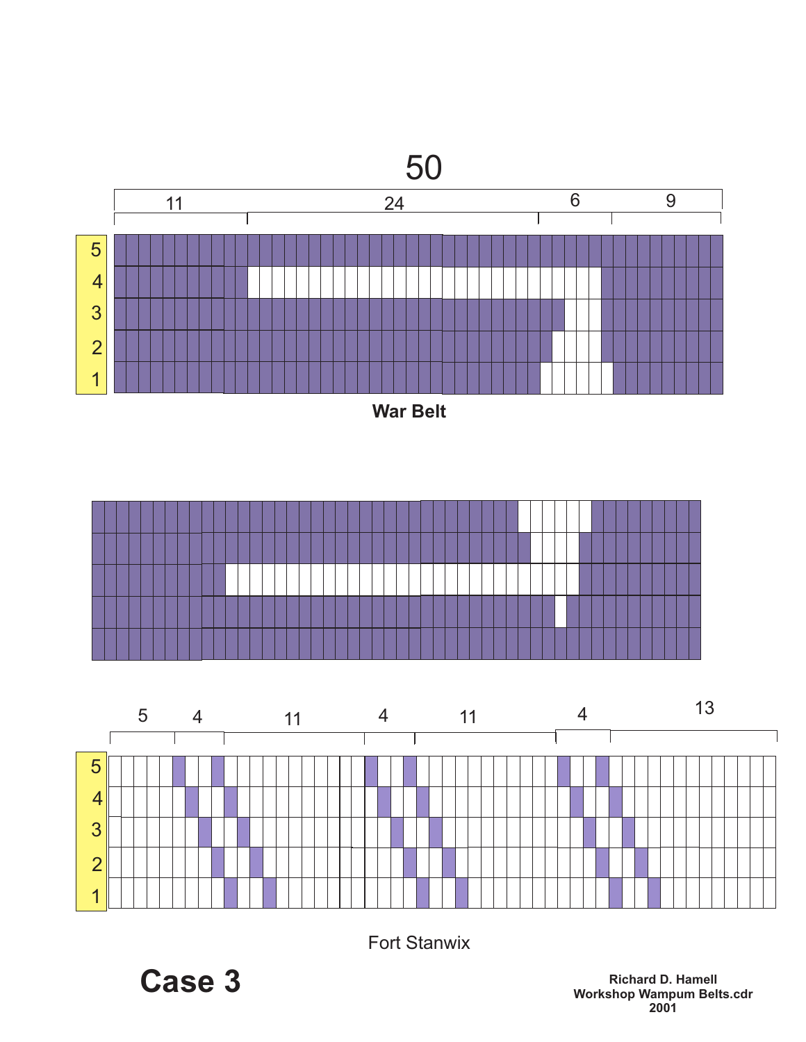50

11 | 24 | 6 | 9

5
4
3
2
1

**War Belt**

5 | 4 | 11 | 4 | 11 | 4 | 13

5
4
3
2
1

Fort Stanwix

# Case 3

**Richard D. Hamell**
**Workshop Wampum Belts.cdr**
**2001**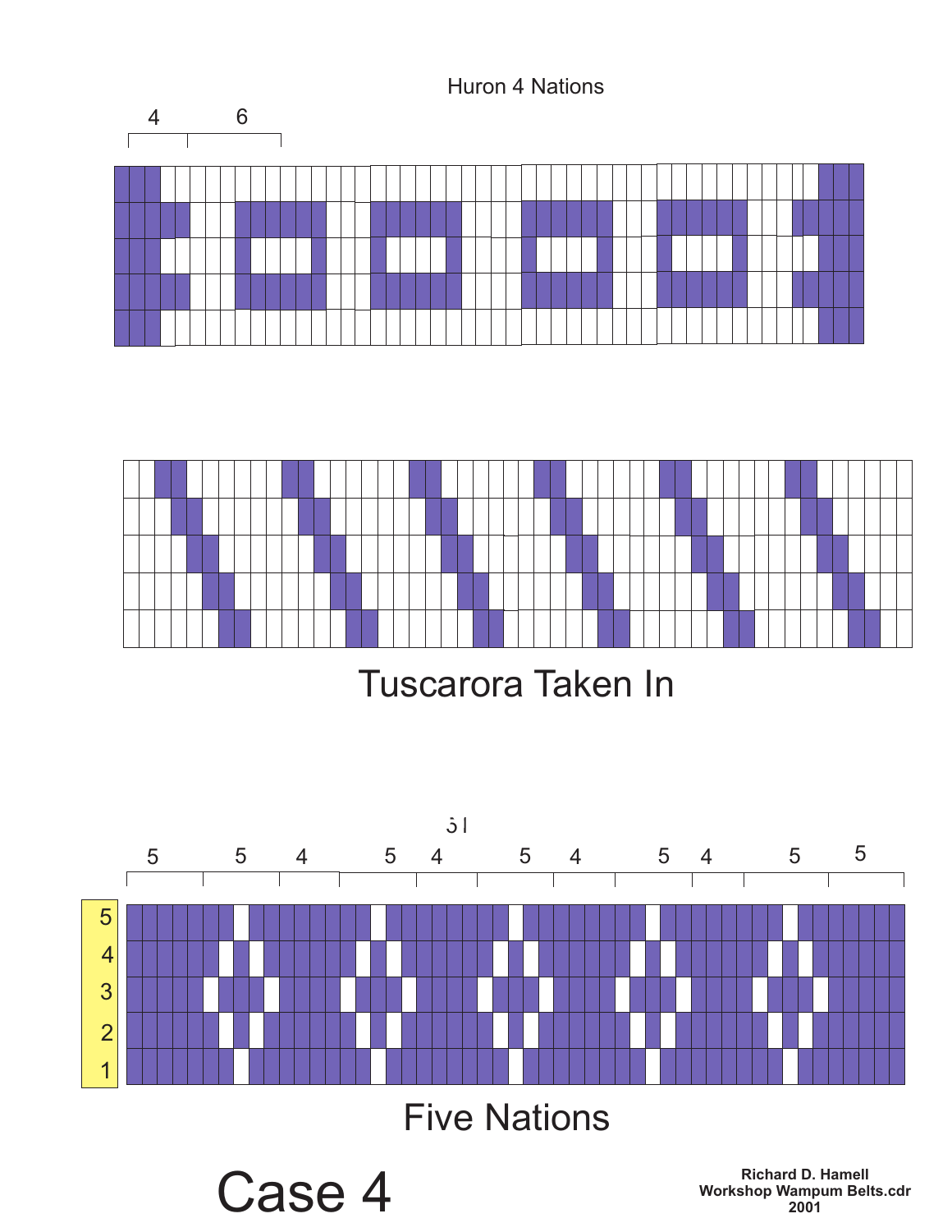Huron 4 Nations

4 6

Tuscarora Taken In

51

5 5 4 5 4 5 4 5 4 5 5

5
4
3
2
1

Five Nations

# Case 4

**Richard D. Hamell**
**Workshop Wampum Belts.cdr**
**2001**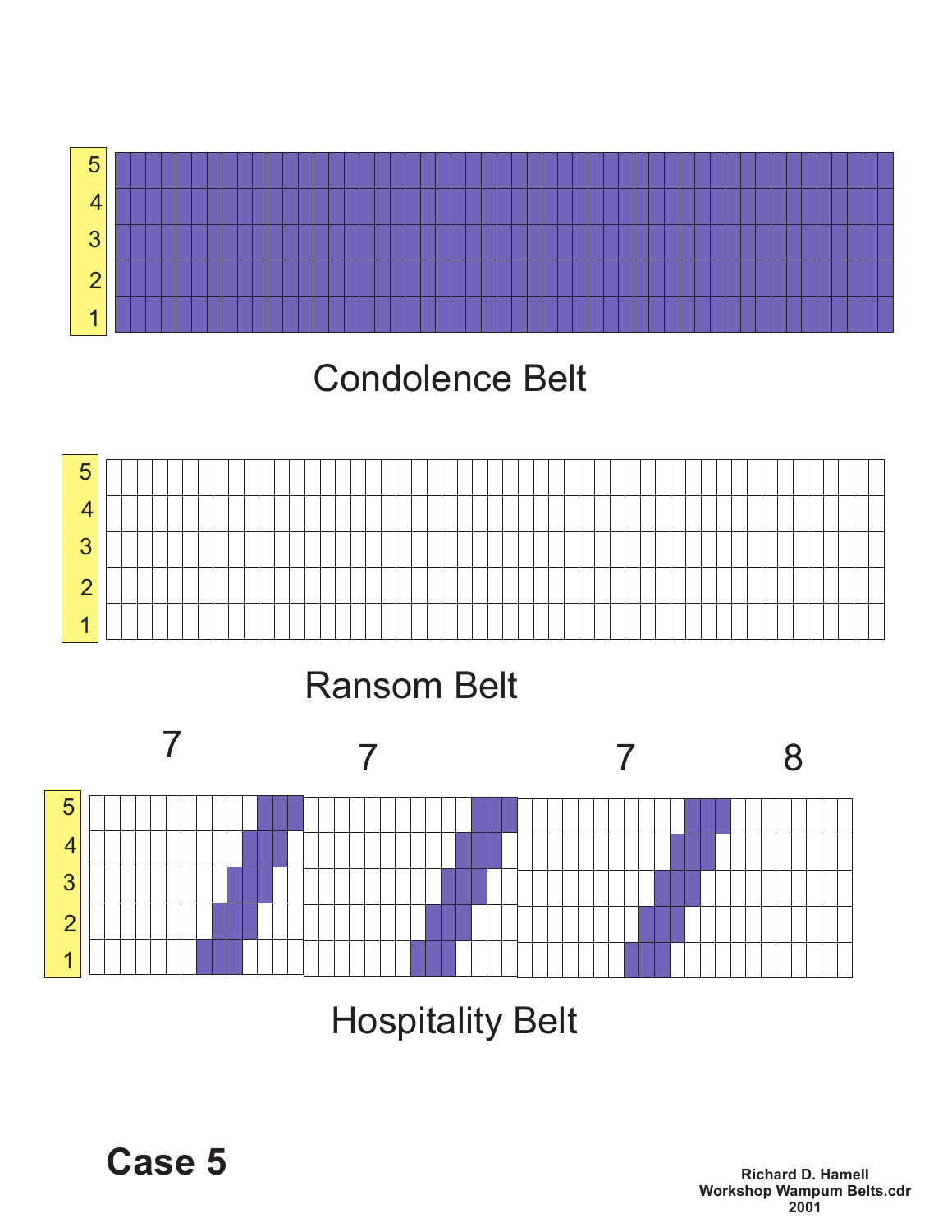5
4
3
2
1

Condolence Belt

5
4
3
2
1

Ransom Belt

7 7 7 8

5
4
3
2
1

Hospitality Belt

**Case 5**

**Richard D. Hamell**
**Workshop Wampum Belts.cdr**
**2001**